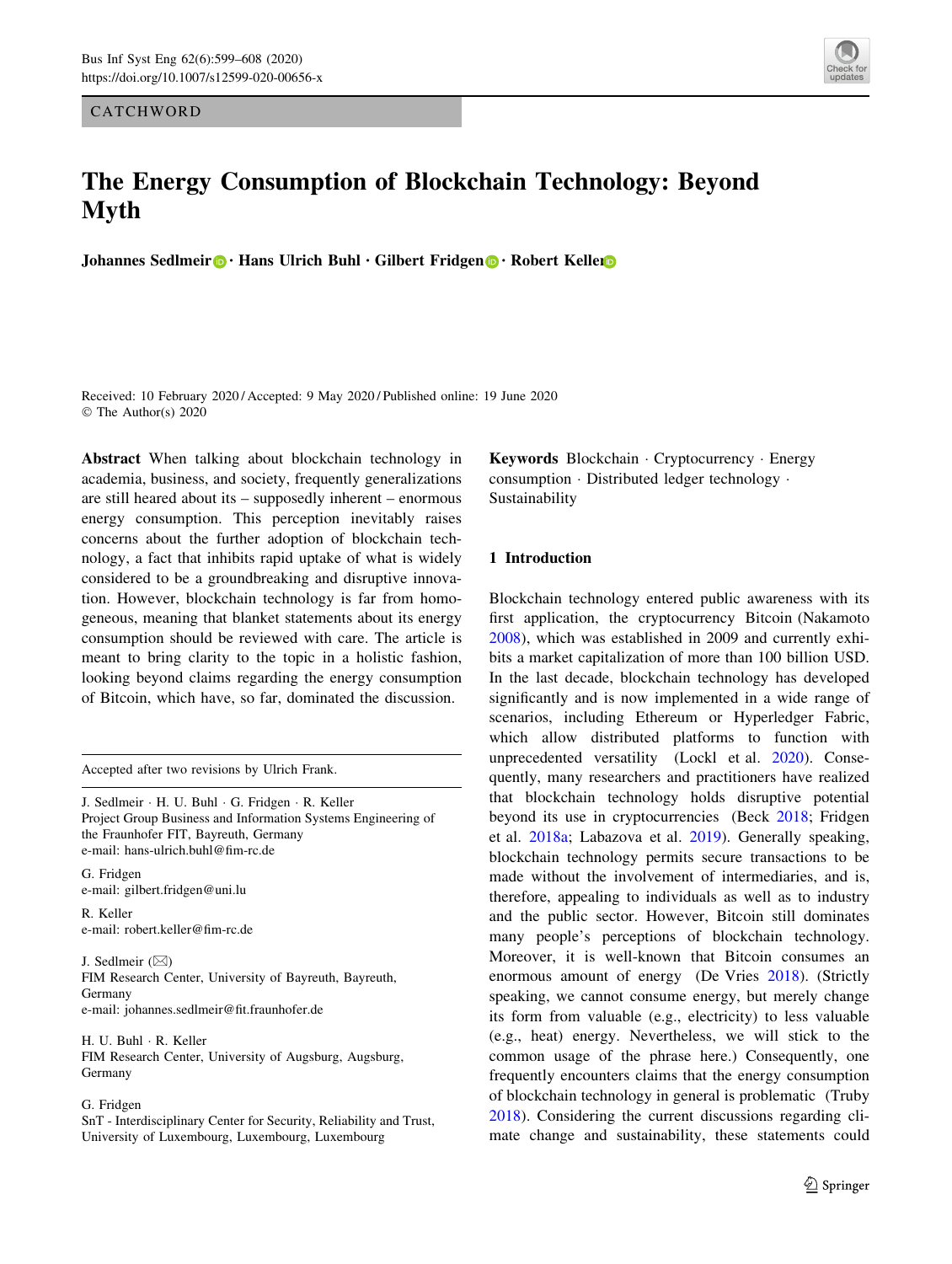CATCHWORD

# The Energy Consumption of Blockchain Technology: Beyond Myth

**Johannes Sedlmeir · Hans Ulrich Buhl · Gilbert Fridgen · Robert Keller**

Received: 10 February 2020 / Accepted: 9 May 2020 / Published online: 19 June 2020
© The Author(s) 2020

**Abstract** When talking about blockchain technology in academia, business, and society, frequently generalizations are still heared about its – supposedly inherent – enormous energy consumption. This perception inevitably raises concerns about the further adoption of blockchain technology, a fact that inhibits rapid uptake of what is widely considered to be a groundbreaking and disruptive innovation. However, blockchain technology is far from homogeneous, meaning that blanket statements about its energy consumption should be reviewed with care. The article is meant to bring clarity to the topic in a holistic fashion, looking beyond claims regarding the energy consumption of Bitcoin, which have, so far, dominated the discussion.

Accepted after two revisions by Ulrich Frank.

J. Sedlmeir · H. U. Buhl · G. Fridgen · R. Keller
Project Group Business and Information Systems Engineering of the Fraunhofer FIT, Bayreuth, Germany
e-mail: hans-ulrich.buhl@fim-rc.de

G. Fridgen
e-mail: gilbert.fridgen@uni.lu

R. Keller
e-mail: robert.keller@fim-rc.de

J. Sedlmeir (✉)
FIM Research Center, University of Bayreuth, Bayreuth, Germany
e-mail: johannes.sedlmeir@fit.fraunhofer.de

H. U. Buhl · R. Keller
FIM Research Center, University of Augsburg, Augsburg, Germany

G. Fridgen
SnT - Interdisciplinary Center for Security, Reliability and Trust, University of Luxembourg, Luxembourg, Luxembourg

**Keywords** Blockchain · Cryptocurrency · Energy consumption · Distributed ledger technology · Sustainability

## 1 Introduction

Blockchain technology entered public awareness with its first application, the cryptocurrency Bitcoin (Nakamoto 2008), which was established in 2009 and currently exhibits a market capitalization of more than 100 billion USD. In the last decade, blockchain technology has developed significantly and is now implemented in a wide range of scenarios, including Ethereum or Hyperledger Fabric, which allow distributed platforms to function with unprecedented versatility (Lockl et al. 2020). Consequently, many researchers and practitioners have realized that blockchain technology holds disruptive potential beyond its use in cryptocurrencies (Beck 2018; Fridgen et al. 2018a; Labazova et al. 2019). Generally speaking, blockchain technology permits secure transactions to be made without the involvement of intermediaries, and is, therefore, appealing to individuals as well as to industry and the public sector. However, Bitcoin still dominates many people's perceptions of blockchain technology. Moreover, it is well-known that Bitcoin consumes an enormous amount of energy (De Vries 2018). (Strictly speaking, we cannot consume energy, but merely change its form from valuable (e.g., electricity) to less valuable (e.g., heat) energy. Nevertheless, we will stick to the common usage of the phrase here.) Consequently, one frequently encounters claims that the energy consumption of blockchain technology in general is problematic (Truby 2018). Considering the current discussions regarding climate change and sustainability, these statements could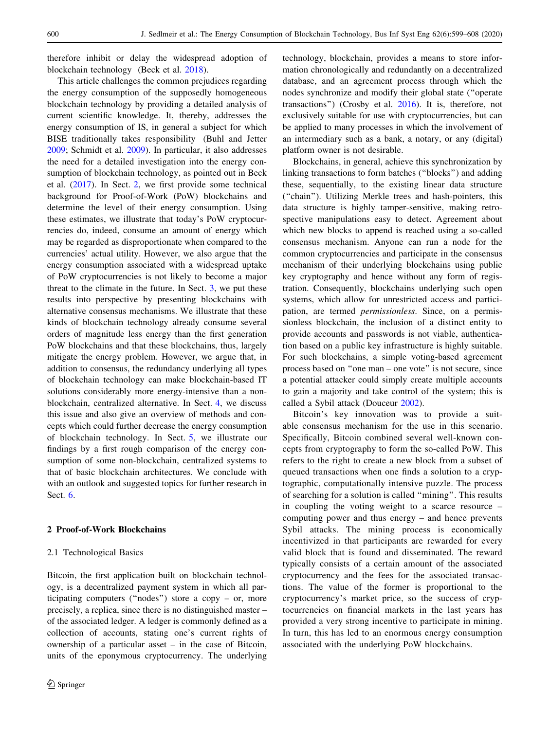therefore inhibit or delay the widespread adoption of blockchain technology (Beck et al. 2018).

This article challenges the common prejudices regarding the energy consumption of the supposedly homogeneous blockchain technology by providing a detailed analysis of current scientific knowledge. It, thereby, addresses the energy consumption of IS, in general a subject for which BISE traditionally takes responsibility (Buhl and Jetter 2009; Schmidt et al. 2009). In particular, it also addresses the need for a detailed investigation into the energy consumption of blockchain technology, as pointed out in Beck et al. (2017). In Sect. 2, we first provide some technical background for Proof-of-Work (PoW) blockchains and determine the level of their energy consumption. Using these estimates, we illustrate that today's PoW cryptocurrencies do, indeed, consume an amount of energy which may be regarded as disproportionate when compared to the currencies' actual utility. However, we also argue that the energy consumption associated with a widespread uptake of PoW cryptocurrencies is not likely to become a major threat to the climate in the future. In Sect. 3, we put these results into perspective by presenting blockchains with alternative consensus mechanisms. We illustrate that these kinds of blockchain technology already consume several orders of magnitude less energy than the first generation PoW blockchains and that these blockchains, thus, largely mitigate the energy problem. However, we argue that, in addition to consensus, the redundancy underlying all types of blockchain technology can make blockchain-based IT solutions considerably more energy-intensive than a non-blockchain, centralized alternative. In Sect. 4, we discuss this issue and also give an overview of methods and concepts which could further decrease the energy consumption of blockchain technology. In Sect. 5, we illustrate our findings by a first rough comparison of the energy consumption of some non-blockchain, centralized systems to that of basic blockchain architectures. We conclude with with an outlook and suggested topics for further research in Sect. 6.

## 2 Proof-of-Work Blockchains

### 2.1 Technological Basics

Bitcoin, the first application built on blockchain technology, is a decentralized payment system in which all participating computers ("nodes") store a copy – or, more precisely, a replica, since there is no distinguished master – of the associated ledger. A ledger is commonly defined as a collection of accounts, stating one's current rights of ownership of a particular asset – in the case of Bitcoin, units of the eponymous cryptocurrency. The underlying technology, blockchain, provides a means to store information chronologically and redundantly on a decentralized database, and an agreement process through which the nodes synchronize and modify their global state ("operate transactions") (Crosby et al. 2016). It is, therefore, not exclusively suitable for use with cryptocurrencies, but can be applied to many processes in which the involvement of an intermediary such as a bank, a notary, or any (digital) platform owner is not desirable.

Blockchains, in general, achieve this synchronization by linking transactions to form batches ("blocks") and adding these, sequentially, to the existing linear data structure ("chain"). Utilizing Merkle trees and hash-pointers, this data structure is highly tamper-sensitive, making retrospective manipulations easy to detect. Agreement about which new blocks to append is reached using a so-called consensus mechanism. Anyone can run a node for the common cryptocurrencies and participate in the consensus mechanism of their underlying blockchains using public key cryptography and hence without any form of registration. Consequently, blockchains underlying such open systems, which allow for unrestricted access and participation, are termed *permissionless*. Since, on a permissionless blockchain, the inclusion of a distinct entity to provide accounts and passwords is not viable, authentication based on a public key infrastructure is highly suitable. For such blockchains, a simple voting-based agreement process based on "one man – one vote" is not secure, since a potential attacker could simply create multiple accounts to gain a majority and take control of the system; this is called a Sybil attack (Douceur 2002).

Bitcoin's key innovation was to provide a suitable consensus mechanism for the use in this scenario. Specifically, Bitcoin combined several well-known concepts from cryptography to form the so-called PoW. This refers to the right to create a new block from a subset of queued transactions when one finds a solution to a cryptographic, computationally intensive puzzle. The process of searching for a solution is called "mining". This results in coupling the voting weight to a scarce resource – computing power and thus energy – and hence prevents Sybil attacks. The mining process is economically incentivized in that participants are rewarded for every valid block that is found and disseminated. The reward typically consists of a certain amount of the associated cryptocurrency and the fees for the associated transactions. The value of the former is proportional to the cryptocurrency's market price, so the success of cryptocurrencies on financial markets in the last years has provided a very strong incentive to participate in mining. In turn, this has led to an enormous energy consumption associated with the underlying PoW blockchains.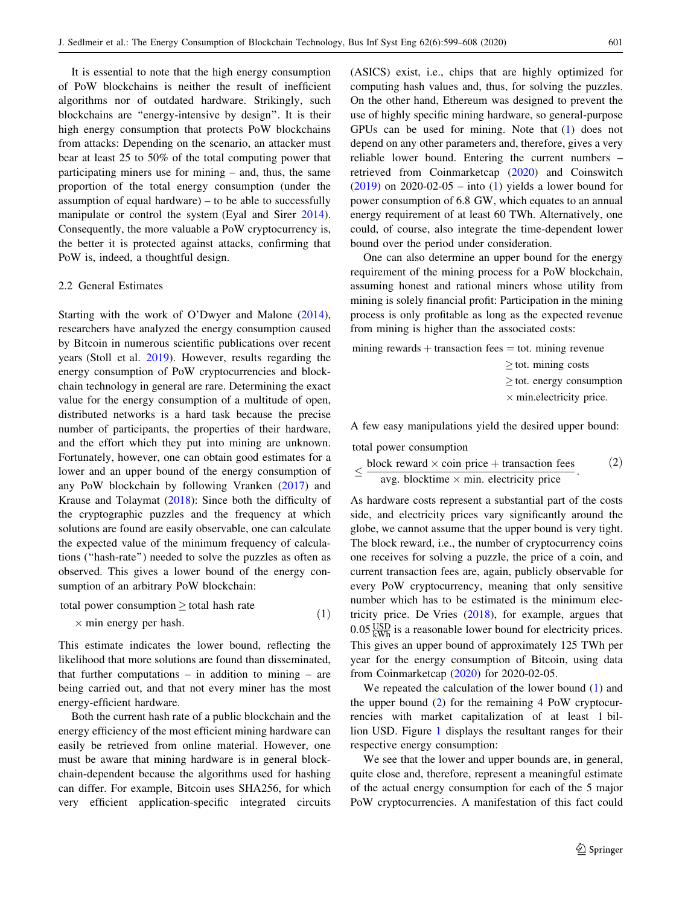It is essential to note that the high energy consumption of PoW blockchains is neither the result of inefficient algorithms nor of outdated hardware. Strikingly, such blockchains are "energy-intensive by design". It is their high energy consumption that protects PoW blockchains from attacks: Depending on the scenario, an attacker must bear at least 25 to 50% of the total computing power that participating miners use for mining – and, thus, the same proportion of the total energy consumption (under the assumption of equal hardware) – to be able to successfully manipulate or control the system (Eyal and Sirer 2014). Consequently, the more valuable a PoW cryptocurrency is, the better it is protected against attacks, confirming that PoW is, indeed, a thoughtful design.

## 2.2 General Estimates

Starting with the work of O'Dwyer and Malone (2014), researchers have analyzed the energy consumption caused by Bitcoin in numerous scientific publications over recent years (Stoll et al. 2019). However, results regarding the energy consumption of PoW cryptocurrencies and blockchain technology in general are rare. Determining the exact value for the energy consumption of a multitude of open, distributed networks is a hard task because the precise number of participants, the properties of their hardware, and the effort which they put into mining are unknown. Fortunately, however, one can obtain good estimates for a lower and an upper bound of the energy consumption of any PoW blockchain by following Vranken (2017) and Krause and Tolaymat (2018): Since both the difficulty of the cryptographic puzzles and the frequency at which solutions are found are easily observable, one can calculate the expected value of the minimum frequency of calculations ("hash-rate") needed to solve the puzzles as often as observed. This gives a lower bound of the energy consumption of an arbitrary PoW blockchain:

$$\text{total power consumption} \geq \text{total hash rate} \times \text{min energy per hash.} \tag{1}$$

This estimate indicates the lower bound, reflecting the likelihood that more solutions are found than disseminated, that further computations – in addition to mining – are being carried out, and that not every miner has the most energy-efficient hardware.

Both the current hash rate of a public blockchain and the energy efficiency of the most efficient mining hardware can easily be retrieved from online material. However, one must be aware that mining hardware is in general blockchain-dependent because the algorithms used for hashing can differ. For example, Bitcoin uses SHA256, for which very efficient application-specific integrated circuits (ASICS) exist, i.e., chips that are highly optimized for computing hash values and, thus, for solving the puzzles. On the other hand, Ethereum was designed to prevent the use of highly specific mining hardware, so general-purpose GPUs can be used for mining. Note that (1) does not depend on any other parameters and, therefore, gives a very reliable lower bound. Entering the current numbers – retrieved from Coinmarketcap (2020) and Coinswitch (2019) on 2020-02-05 – into (1) yields a lower bound for power consumption of 6.8 GW, which equates to an annual energy requirement of at least 60 TWh. Alternatively, one could, of course, also integrate the time-dependent lower bound over the period under consideration.

One can also determine an upper bound for the energy requirement of the mining process for a PoW blockchain, assuming honest and rational miners whose utility from mining is solely financial profit: Participation in the mining process is only profitable as long as the expected revenue from mining is higher than the associated costs:

$$\begin{aligned} \text{mining rewards} + \text{transaction fees} &= \text{tot. mining revenue} \\ &\geq \text{tot. mining costs} \\ &\geq \text{tot. energy consumption} \\ &\quad \times \text{min.electricity price.} \end{aligned}$$

A few easy manipulations yield the desired upper bound:

$$\text{total power consumption} \leq \frac{\text{block reward} \times \text{coin price} + \text{transaction fees}}{\text{avg. blocktime} \times \text{min. electricity price}}. \tag{2}$$

As hardware costs represent a substantial part of the costs side, and electricity prices vary significantly around the globe, we cannot assume that the upper bound is very tight. The block reward, i.e., the number of cryptocurrency coins one receives for solving a puzzle, the price of a coin, and current transaction fees are, again, publicly observable for every PoW cryptocurrency, meaning that only sensitive number which has to be estimated is the minimum electricity price. De Vries (2018), for example, argues that $0.05\,\frac{\text{USD}}{\text{kWh}}$ is a reasonable lower bound for electricity prices. This gives an upper bound of approximately 125 TWh per year for the energy consumption of Bitcoin, using data from Coinmarketcap (2020) for 2020-02-05.

We repeated the calculation of the lower bound (1) and the upper bound (2) for the remaining 4 PoW cryptocurrencies with market capitalization of at least 1 billion USD. Figure 1 displays the resultant ranges for their respective energy consumption:

We see that the lower and upper bounds are, in general, quite close and, therefore, represent a meaningful estimate of the actual energy consumption for each of the 5 major PoW cryptocurrencies. A manifestation of this fact could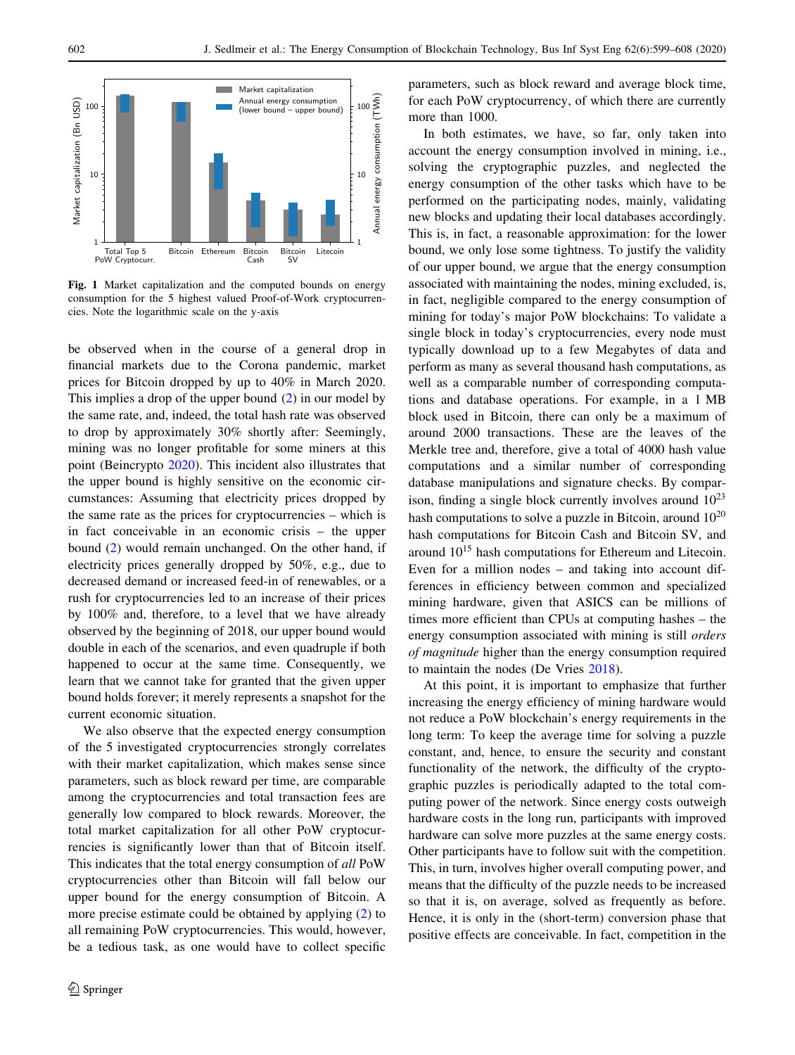**Fig. 1** Market capitalization and the computed bounds on energy consumption for the 5 highest valued Proof-of-Work cryptocurrencies. Note the logarithmic scale on the y-axis

be observed when in the course of a general drop in financial markets due to the Corona pandemic, market prices for Bitcoin dropped by up to 40% in March 2020. This implies a drop of the upper bound (2) in our model by the same rate, and, indeed, the total hash rate was observed to drop by approximately 30% shortly after: Seemingly, mining was no longer profitable for some miners at this point (Beincrypto 2020). This incident also illustrates that the upper bound is highly sensitive on the economic circumstances: Assuming that electricity prices dropped by the same rate as the prices for cryptocurrencies – which is in fact conceivable in an economic crisis – the upper bound (2) would remain unchanged. On the other hand, if electricity prices generally dropped by 50%, e.g., due to decreased demand or increased feed-in of renewables, or a rush for cryptocurrencies led to an increase of their prices by 100% and, therefore, to a level that we have already observed by the beginning of 2018, our upper bound would double in each of the scenarios, and even quadruple if both happened to occur at the same time. Consequently, we learn that we cannot take for granted that the given upper bound holds forever; it merely represents a snapshot for the current economic situation.

We also observe that the expected energy consumption of the 5 investigated cryptocurrencies strongly correlates with their market capitalization, which makes sense since parameters, such as block reward per time, are comparable among the cryptocurrencies and total transaction fees are generally low compared to block rewards. Moreover, the total market capitalization for all other PoW cryptocurrencies is significantly lower than that of Bitcoin itself. This indicates that the total energy consumption of *all* PoW cryptocurrencies other than Bitcoin will fall below our upper bound for the energy consumption of Bitcoin. A more precise estimate could be obtained by applying (2) to all remaining PoW cryptocurrencies. This would, however, be a tedious task, as one would have to collect specific parameters, such as block reward and average block time, for each PoW cryptocurrency, of which there are currently more than 1000.

In both estimates, we have, so far, only taken into account the energy consumption involved in mining, i.e., solving the cryptographic puzzles, and neglected the energy consumption of the other tasks which have to be performed on the participating nodes, mainly, validating new blocks and updating their local databases accordingly. This is, in fact, a reasonable approximation: for the lower bound, we only lose some tightness. To justify the validity of our upper bound, we argue that the energy consumption associated with maintaining the nodes, mining excluded, is, in fact, negligible compared to the energy consumption of mining for today's major PoW blockchains: To validate a single block in today's cryptocurrencies, every node must typically download up to a few Megabytes of data and perform as many as several thousand hash computations, as well as a comparable number of corresponding computations and database operations. For example, in a 1 MB block used in Bitcoin, there can only be a maximum of around 2000 transactions. These are the leaves of the Merkle tree and, therefore, give a total of 4000 hash value computations and a similar number of corresponding database manipulations and signature checks. By comparison, finding a single block currently involves around $10^{23}$ hash computations to solve a puzzle in Bitcoin, around $10^{20}$ hash computations for Bitcoin Cash and Bitcoin SV, and around $10^{15}$ hash computations for Ethereum and Litecoin. Even for a million nodes – and taking into account differences in efficiency between common and specialized mining hardware, given that ASICS can be millions of times more efficient than CPUs at computing hashes – the energy consumption associated with mining is still *orders of magnitude* higher than the energy consumption required to maintain the nodes (De Vries 2018).

At this point, it is important to emphasize that further increasing the energy efficiency of mining hardware would not reduce a PoW blockchain's energy requirements in the long term: To keep the average time for solving a puzzle constant, and, hence, to ensure the security and constant functionality of the network, the difficulty of the cryptographic puzzles is periodically adapted to the total computing power of the network. Since energy costs outweigh hardware costs in the long run, participants with improved hardware can solve more puzzles at the same energy costs. Other participants have to follow suit with the competition. This, in turn, involves higher overall computing power, and means that the difficulty of the puzzle needs to be increased so that it is, on average, solved as frequently as before. Hence, it is only in the (short-term) conversion phase that positive effects are conceivable. In fact, competition in the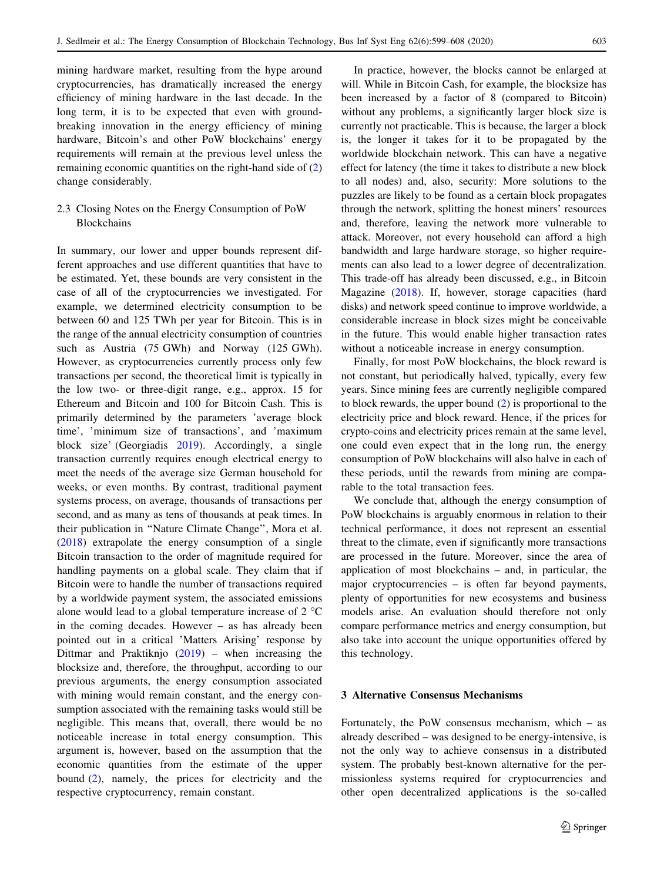mining hardware market, resulting from the hype around cryptocurrencies, has dramatically increased the energy efficiency of mining hardware in the last decade. In the long term, it is to be expected that even with groundbreaking innovation in the energy efficiency of mining hardware, Bitcoin's and other PoW blockchains' energy requirements will remain at the previous level unless the remaining economic quantities on the right-hand side of (2) change considerably.

### 2.3 Closing Notes on the Energy Consumption of PoW Blockchains

In summary, our lower and upper bounds represent different approaches and use different quantities that have to be estimated. Yet, these bounds are very consistent in the case of all of the cryptocurrencies we investigated. For example, we determined electricity consumption to be between 60 and 125 TWh per year for Bitcoin. This is in the range of the annual electricity consumption of countries such as Austria (75 GWh) and Norway (125 GWh). However, as cryptocurrencies currently process only few transactions per second, the theoretical limit is typically in the low two- or three-digit range, e.g., approx. 15 for Ethereum and Bitcoin and 100 for Bitcoin Cash. This is primarily determined by the parameters 'average block time', 'minimum size of transactions', and 'maximum block size' (Georgiadis 2019). Accordingly, a single transaction currently requires enough electrical energy to meet the needs of the average size German household for weeks, or even months. By contrast, traditional payment systems process, on average, thousands of transactions per second, and as many as tens of thousands at peak times. In their publication in "Nature Climate Change", Mora et al. (2018) extrapolate the energy consumption of a single Bitcoin transaction to the order of magnitude required for handling payments on a global scale. They claim that if Bitcoin were to handle the number of transactions required by a worldwide payment system, the associated emissions alone would lead to a global temperature increase of 2 °C in the coming decades. However – as has already been pointed out in a critical 'Matters Arising' response by Dittmar and Praktiknjo (2019) – when increasing the blocksize and, therefore, the throughput, according to our previous arguments, the energy consumption associated with mining would remain constant, and the energy consumption associated with the remaining tasks would still be negligible. This means that, overall, there would be no noticeable increase in total energy consumption. This argument is, however, based on the assumption that the economic quantities from the estimate of the upper bound (2), namely, the prices for electricity and the respective cryptocurrency, remain constant.

In practice, however, the blocks cannot be enlarged at will. While in Bitcoin Cash, for example, the blocksize has been increased by a factor of 8 (compared to Bitcoin) without any problems, a significantly larger block size is currently not practicable. This is because, the larger a block is, the longer it takes for it to be propagated by the worldwide blockchain network. This can have a negative effect for latency (the time it takes to distribute a new block to all nodes) and, also, security: More solutions to the puzzles are likely to be found as a certain block propagates through the network, splitting the honest miners' resources and, therefore, leaving the network more vulnerable to attack. Moreover, not every household can afford a high bandwidth and large hardware storage, so higher requirements can also lead to a lower degree of decentralization. This trade-off has already been discussed, e.g., in Bitcoin Magazine (2018). If, however, storage capacities (hard disks) and network speed continue to improve worldwide, a considerable increase in block sizes might be conceivable in the future. This would enable higher transaction rates without a noticeable increase in energy consumption.

Finally, for most PoW blockchains, the block reward is not constant, but periodically halved, typically, every few years. Since mining fees are currently negligible compared to block rewards, the upper bound (2) is proportional to the electricity price and block reward. Hence, if the prices for crypto-coins and electricity prices remain at the same level, one could even expect that in the long run, the energy consumption of PoW blockchains will also halve in each of these periods, until the rewards from mining are comparable to the total transaction fees.

We conclude that, although the energy consumption of PoW blockchains is arguably enormous in relation to their technical performance, it does not represent an essential threat to the climate, even if significantly more transactions are processed in the future. Moreover, since the area of application of most blockchains – and, in particular, the major cryptocurrencies – is often far beyond payments, plenty of opportunities for new ecosystems and business models arise. An evaluation should therefore not only compare performance metrics and energy consumption, but also take into account the unique opportunities offered by this technology.

## 3 Alternative Consensus Mechanisms

Fortunately, the PoW consensus mechanism, which – as already described – was designed to be energy-intensive, is not the only way to achieve consensus in a distributed system. The probably best-known alternative for the permissionless systems required for cryptocurrencies and other open decentralized applications is the so-called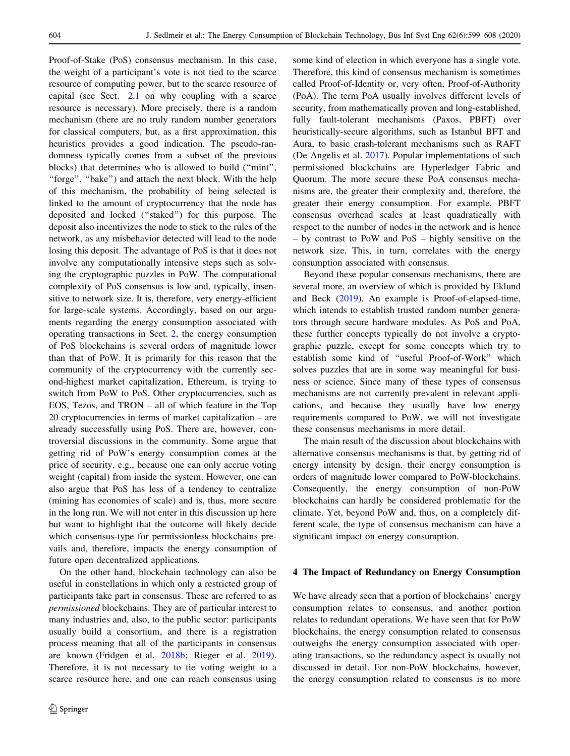Proof-of-Stake (PoS) consensus mechanism. In this case, the weight of a participant's vote is not tied to the scarce resource of computing power, but to the scarce resource of capital (see Sect. 2.1 on why coupling with a scarce resource is necessary). More precisely, there is a random mechanism (there are no truly random number generators for classical computers, but, as a first approximation, this heuristics provides a good indication. The pseudo-randomness typically comes from a subset of the previous blocks) that determines who is allowed to build ("mint", "forge", "bake") and attach the next block. With the help of this mechanism, the probability of being selected is linked to the amount of cryptocurrency that the node has deposited and locked ("staked") for this purpose. The deposit also incentivizes the node to stick to the rules of the network, as any misbehavior detected will lead to the node losing this deposit. The advantage of PoS is that it does not involve any computationally intensive steps such as solving the cryptographic puzzles in PoW. The computational complexity of PoS consensus is low and, typically, insensitive to network size. It is, therefore, very energy-efficient for large-scale systems. Accordingly, based on our arguments regarding the energy consumption associated with operating transactions in Sect. 2, the energy consumption of PoS blockchains is several orders of magnitude lower than that of PoW. It is primarily for this reason that the community of the cryptocurrency with the currently second-highest market capitalization, Ethereum, is trying to switch from PoW to PoS. Other cryptocurrencies, such as EOS, Tezos, and TRON – all of which feature in the Top 20 cryptocurrencies in terms of market capitalization – are already successfully using PoS. There are, however, controversial discussions in the community. Some argue that getting rid of PoW's energy consumption comes at the price of security, e.g., because one can only accrue voting weight (capital) from inside the system. However, one can also argue that PoS has less of a tendency to centralize (mining has economies of scale) and is, thus, more secure in the long run. We will not enter in this discussion up here but want to highlight that the outcome will likely decide which consensus-type for permissionless blockchains prevails and, therefore, impacts the energy consumption of future open decentralized applications.

On the other hand, blockchain technology can also be useful in constellations in which only a restricted group of participants take part in consensus. These are referred to as *permissioned* blockchains. They are of particular interest to many industries and, also, to the public sector: participants usually build a consortium, and there is a registration process meaning that all of the participants in consensus are known (Fridgen et al. 2018b; Rieger et al. 2019). Therefore, it is not necessary to tie voting weight to a scarce resource here, and one can reach consensus using some kind of election in which everyone has a single vote. Therefore, this kind of consensus mechanism is sometimes called Proof-of-Identity or, very often, Proof-of-Authority (PoA). The term PoA usually involves different levels of security, from mathematically proven and long-established, fully fault-tolerant mechanisms (Paxos, PBFT) over heuristically-secure algorithms, such as Istanbul BFT and Aura, to basic crash-tolerant mechanisms such as RAFT (De Angelis et al. 2017). Popular implementations of such permissioned blockchains are Hyperledger Fabric and Quorum. The more secure these PoA consensus mechanisms are, the greater their complexity and, therefore, the greater their energy consumption. For example, PBFT consensus overhead scales at least quadratically with respect to the number of nodes in the network and is hence – by contrast to PoW and PoS – highly sensitive on the network size. This, in turn, correlates with the energy consumption associated with consensus.

Beyond these popular consensus mechanisms, there are several more, an overview of which is provided by Eklund and Beck (2019). An example is Proof-of-elapsed-time, which intends to establish trusted random number generators through secure hardware modules. As PoS and PoA, these further concepts typically do not involve a cryptographic puzzle, except for some concepts which try to establish some kind of "useful Proof-of-Work" which solves puzzles that are in some way meaningful for business or science. Since many of these types of consensus mechanisms are not currently prevalent in relevant applications, and because they usually have low energy requirements compared to PoW, we will not investigate these consensus mechanisms in more detail.

The main result of the discussion about blockchains with alternative consensus mechanisms is that, by getting rid of energy intensity by design, their energy consumption is orders of magnitude lower compared to PoW-blockchains. Consequently, the energy consumption of non-PoW blockchains can hardly be considered problematic for the climate. Yet, beyond PoW and, thus, on a completely different scale, the type of consensus mechanism can have a significant impact on energy consumption.

## 4 The Impact of Redundancy on Energy Consumption

We have already seen that a portion of blockchains' energy consumption relates to consensus, and another portion relates to redundant operations. We have seen that for PoW blockchains, the energy consumption related to consensus outweighs the energy consumption associated with operating transactions, so the redundancy aspect is usually not discussed in detail. For non-PoW blockchains, however, the energy consumption related to consensus is no more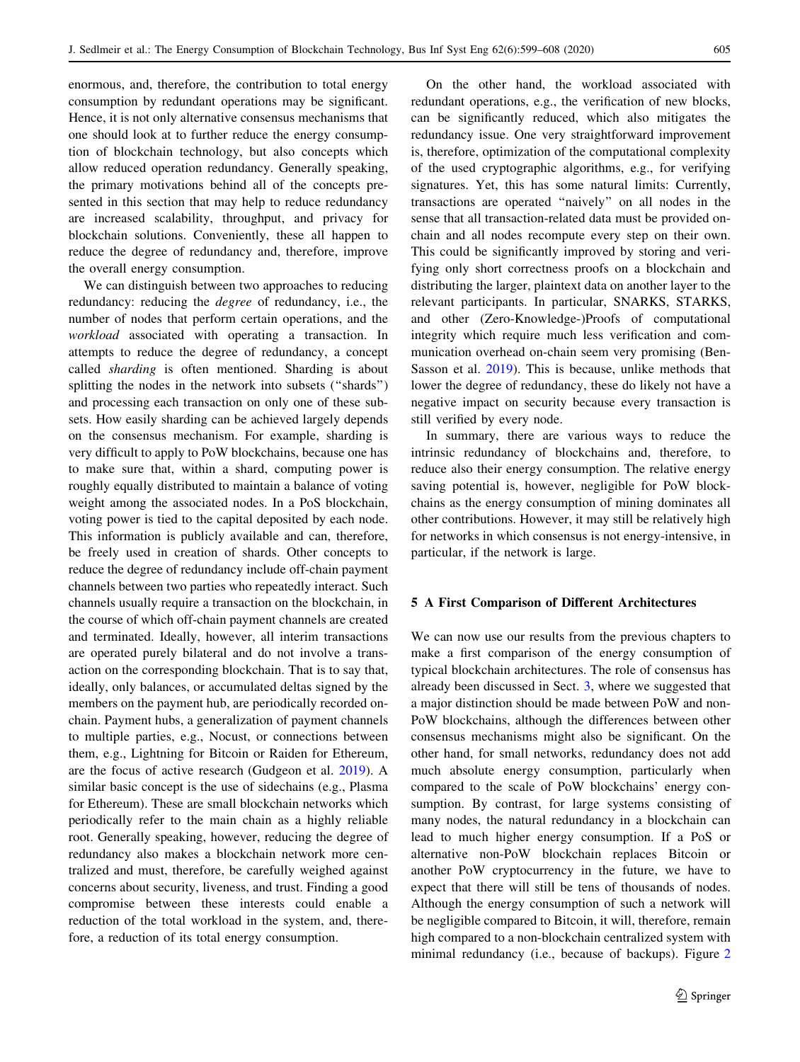enormous, and, therefore, the contribution to total energy consumption by redundant operations may be significant. Hence, it is not only alternative consensus mechanisms that one should look at to further reduce the energy consumption of blockchain technology, but also concepts which allow reduced operation redundancy. Generally speaking, the primary motivations behind all of the concepts presented in this section that may help to reduce redundancy are increased scalability, throughput, and privacy for blockchain solutions. Conveniently, these all happen to reduce the degree of redundancy and, therefore, improve the overall energy consumption.

We can distinguish between two approaches to reducing redundancy: reducing the *degree* of redundancy, i.e., the number of nodes that perform certain operations, and the *workload* associated with operating a transaction. In attempts to reduce the degree of redundancy, a concept called *sharding* is often mentioned. Sharding is about splitting the nodes in the network into subsets ("shards") and processing each transaction on only one of these subsets. How easily sharding can be achieved largely depends on the consensus mechanism. For example, sharding is very difficult to apply to PoW blockchains, because one has to make sure that, within a shard, computing power is roughly equally distributed to maintain a balance of voting weight among the associated nodes. In a PoS blockchain, voting power is tied to the capital deposited by each node. This information is publicly available and can, therefore, be freely used in creation of shards. Other concepts to reduce the degree of redundancy include off-chain payment channels between two parties who repeatedly interact. Such channels usually require a transaction on the blockchain, in the course of which off-chain payment channels are created and terminated. Ideally, however, all interim transactions are operated purely bilateral and do not involve a transaction on the corresponding blockchain. That is to say that, ideally, only balances, or accumulated deltas signed by the members on the payment hub, are periodically recorded on-chain. Payment hubs, a generalization of payment channels to multiple parties, e.g., Nocust, or connections between them, e.g., Lightning for Bitcoin or Raiden for Ethereum, are the focus of active research (Gudgeon et al. 2019). A similar basic concept is the use of sidechains (e.g., Plasma for Ethereum). These are small blockchain networks which periodically refer to the main chain as a highly reliable root. Generally speaking, however, reducing the degree of redundancy also makes a blockchain network more centralized and must, therefore, be carefully weighed against concerns about security, liveness, and trust. Finding a good compromise between these interests could enable a reduction of the total workload in the system, and, therefore, a reduction of its total energy consumption.

On the other hand, the workload associated with redundant operations, e.g., the verification of new blocks, can be significantly reduced, which also mitigates the redundancy issue. One very straightforward improvement is, therefore, optimization of the computational complexity of the used cryptographic algorithms, e.g., for verifying signatures. Yet, this has some natural limits: Currently, transactions are operated "naively" on all nodes in the sense that all transaction-related data must be provided on-chain and all nodes recompute every step on their own. This could be significantly improved by storing and verifying only short correctness proofs on a blockchain and distributing the larger, plaintext data on another layer to the relevant participants. In particular, SNARKS, STARKS, and other (Zero-Knowledge-)Proofs of computational integrity which require much less verification and communication overhead on-chain seem very promising (Ben-Sasson et al. 2019). This is because, unlike methods that lower the degree of redundancy, these do likely not have a negative impact on security because every transaction is still verified by every node.

In summary, there are various ways to reduce the intrinsic redundancy of blockchains and, therefore, to reduce also their energy consumption. The relative energy saving potential is, however, negligible for PoW blockchains as the energy consumption of mining dominates all other contributions. However, it may still be relatively high for networks in which consensus is not energy-intensive, in particular, if the network is large.

## 5 A First Comparison of Different Architectures

We can now use our results from the previous chapters to make a first comparison of the energy consumption of typical blockchain architectures. The role of consensus has already been discussed in Sect. 3, where we suggested that a major distinction should be made between PoW and non-PoW blockchains, although the differences between other consensus mechanisms might also be significant. On the other hand, for small networks, redundancy does not add much absolute energy consumption, particularly when compared to the scale of PoW blockchains' energy consumption. By contrast, for large systems consisting of many nodes, the natural redundancy in a blockchain can lead to much higher energy consumption. If a PoS or alternative non-PoW blockchain replaces Bitcoin or another PoW cryptocurrency in the future, we have to expect that there will still be tens of thousands of nodes. Although the energy consumption of such a network will be negligible compared to Bitcoin, it will, therefore, remain high compared to a non-blockchain centralized system with minimal redundancy (i.e., because of backups). Figure 2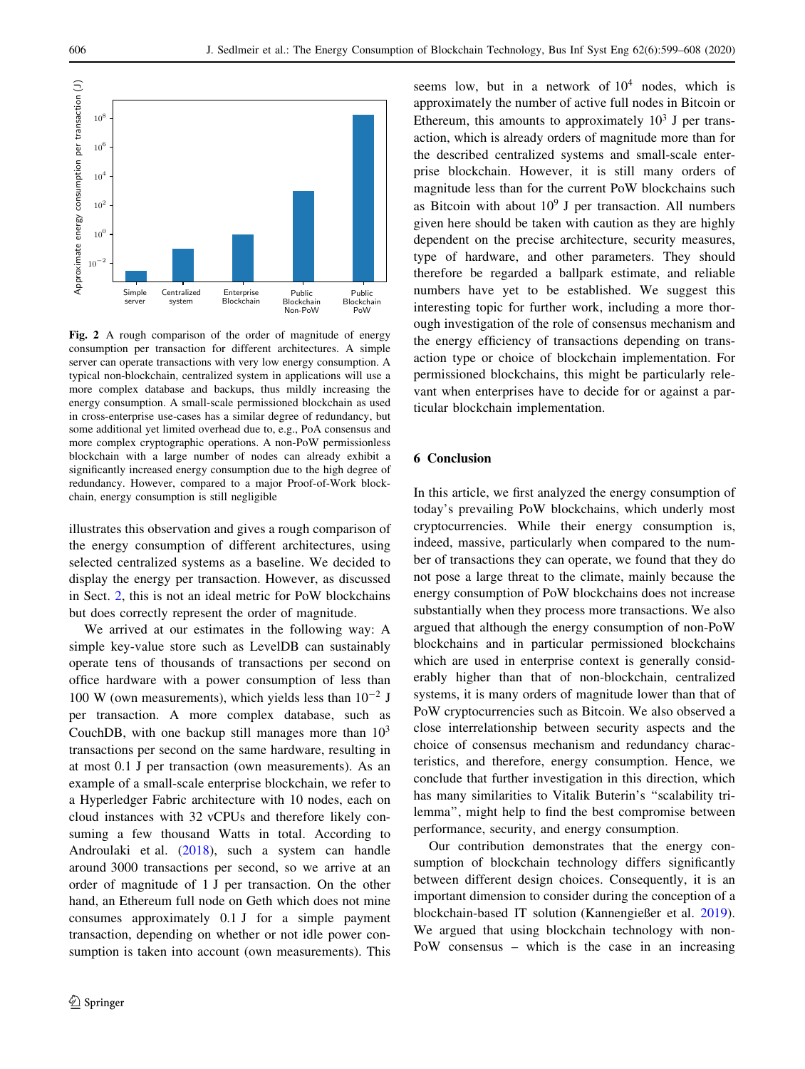Fig. 2 A rough comparison of the order of magnitude of energy consumption per transaction for different architectures. A simple server can operate transactions with very low energy consumption. A typical non-blockchain, centralized system in applications will use a more complex database and backups, thus mildly increasing the energy consumption. A small-scale permissioned blockchain as used in cross-enterprise use-cases has a similar degree of redundancy, but some additional yet limited overhead due to, e.g., PoA consensus and more complex cryptographic operations. A non-PoW permissionless blockchain with a large number of nodes can already exhibit a significantly increased energy consumption due to the high degree of redundancy. However, compared to a major Proof-of-Work blockchain, energy consumption is still negligible

illustrates this observation and gives a rough comparison of the energy consumption of different architectures, using selected centralized systems as a baseline. We decided to display the energy per transaction. However, as discussed in Sect. 2, this is not an ideal metric for PoW blockchains but does correctly represent the order of magnitude.

We arrived at our estimates in the following way: A simple key-value store such as LevelDB can sustainably operate tens of thousands of transactions per second on office hardware with a power consumption of less than 100 W (own measurements), which yields less than $10^{-2}$ J per transaction. A more complex database, such as CouchDB, with one backup still manages more than $10^3$ transactions per second on the same hardware, resulting in at most 0.1 J per transaction (own measurements). As an example of a small-scale enterprise blockchain, we refer to a Hyperledger Fabric architecture with 10 nodes, each on cloud instances with 32 vCPUs and therefore likely consuming a few thousand Watts in total. According to Androulaki et al. (2018), such a system can handle around 3000 transactions per second, so we arrive at an order of magnitude of 1 J per transaction. On the other hand, an Ethereum full node on Geth which does not mine consumes approximately 0.1 J for a simple payment transaction, depending on whether or not idle power consumption is taken into account (own measurements). This seems low, but in a network of $10^4$ nodes, which is approximately the number of active full nodes in Bitcoin or Ethereum, this amounts to approximately $10^3$ J per transaction, which is already orders of magnitude more than for the described centralized systems and small-scale enterprise blockchain. However, it is still many orders of magnitude less than for the current PoW blockchains such as Bitcoin with about $10^9$ J per transaction. All numbers given here should be taken with caution as they are highly dependent on the precise architecture, security measures, type of hardware, and other parameters. They should therefore be regarded a ballpark estimate, and reliable numbers have yet to be established. We suggest this interesting topic for further work, including a more thorough investigation of the role of consensus mechanism and the energy efficiency of transactions depending on transaction type or choice of blockchain implementation. For permissioned blockchains, this might be particularly relevant when enterprises have to decide for or against a particular blockchain implementation.

## 6 Conclusion

In this article, we first analyzed the energy consumption of today's prevailing PoW blockchains, which underly most cryptocurrencies. While their energy consumption is, indeed, massive, particularly when compared to the number of transactions they can operate, we found that they do not pose a large threat to the climate, mainly because the energy consumption of PoW blockchains does not increase substantially when they process more transactions. We also argued that although the energy consumption of non-PoW blockchains and in particular permissioned blockchains which are used in enterprise context is generally considerably higher than that of non-blockchain, centralized systems, it is many orders of magnitude lower than that of PoW cryptocurrencies such as Bitcoin. We also observed a close interrelationship between security aspects and the choice of consensus mechanism and redundancy characteristics, and therefore, energy consumption. Hence, we conclude that further investigation in this direction, which has many similarities to Vitalik Buterin's "scalability trilemma", might help to find the best compromise between performance, security, and energy consumption.

Our contribution demonstrates that the energy consumption of blockchain technology differs significantly between different design choices. Consequently, it is an important dimension to consider during the conception of a blockchain-based IT solution (Kannengießer et al. 2019). We argued that using blockchain technology with non-PoW consensus – which is the case in an increasing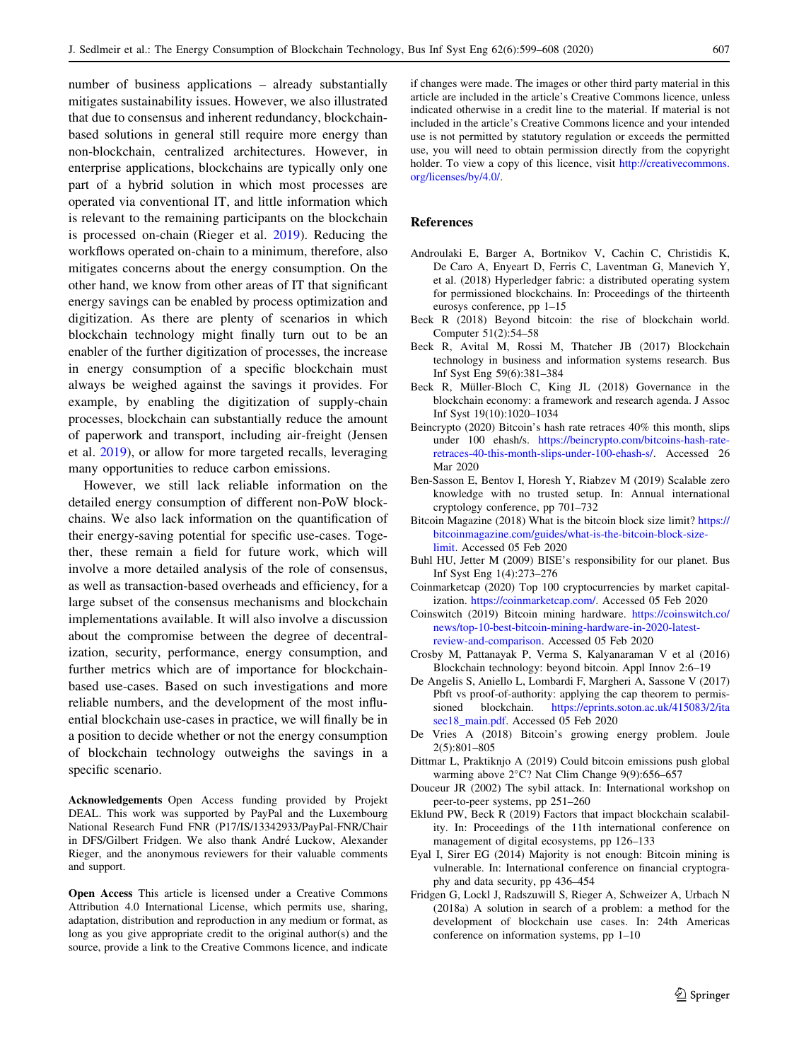number of business applications – already substantially mitigates sustainability issues. However, we also illustrated that due to consensus and inherent redundancy, blockchain-based solutions in general still require more energy than non-blockchain, centralized architectures. However, in enterprise applications, blockchains are typically only one part of a hybrid solution in which most processes are operated via conventional IT, and little information which is relevant to the remaining participants on the blockchain is processed on-chain (Rieger et al. 2019). Reducing the workflows operated on-chain to a minimum, therefore, also mitigates concerns about the energy consumption. On the other hand, we know from other areas of IT that significant energy savings can be enabled by process optimization and digitization. As there are plenty of scenarios in which blockchain technology might finally turn out to be an enabler of the further digitization of processes, the increase in energy consumption of a specific blockchain must always be weighed against the savings it provides. For example, by enabling the digitization of supply-chain processes, blockchain can substantially reduce the amount of paperwork and transport, including air-freight (Jensen et al. 2019), or allow for more targeted recalls, leveraging many opportunities to reduce carbon emissions.

However, we still lack reliable information on the detailed energy consumption of different non-PoW blockchains. We also lack information on the quantification of their energy-saving potential for specific use-cases. Together, these remain a field for future work, which will involve a more detailed analysis of the role of consensus, as well as transaction-based overheads and efficiency, for a large subset of the consensus mechanisms and blockchain implementations available. It will also involve a discussion about the compromise between the degree of decentralization, security, performance, energy consumption, and further metrics which are of importance for blockchain-based use-cases. Based on such investigations and more reliable numbers, and the development of the most influential blockchain use-cases in practice, we will finally be in a position to decide whether or not the energy consumption of blockchain technology outweighs the savings in a specific scenario.

**Acknowledgements** Open Access funding provided by Projekt DEAL. This work was supported by PayPal and the Luxembourg National Research Fund FNR (P17/IS/13342933/PayPal-FNR/Chair in DFS/Gilbert Fridgen. We also thank André Luckow, Alexander Rieger, and the anonymous reviewers for their valuable comments and support.

**Open Access** This article is licensed under a Creative Commons Attribution 4.0 International License, which permits use, sharing, adaptation, distribution and reproduction in any medium or format, as long as you give appropriate credit to the original author(s) and the source, provide a link to the Creative Commons licence, and indicate if changes were made. The images or other third party material in this article are included in the article's Creative Commons licence, unless indicated otherwise in a credit line to the material. If material is not included in the article's Creative Commons licence and your intended use is not permitted by statutory regulation or exceeds the permitted use, you will need to obtain permission directly from the copyright holder. To view a copy of this licence, visit http://creativecommons.org/licenses/by/4.0/.

## References

Androulaki E, Barger A, Bortnikov V, Cachin C, Christidis K, De Caro A, Enyeart D, Ferris C, Laventman G, Manevich Y, et al. (2018) Hyperledger fabric: a distributed operating system for permissioned blockchains. In: Proceedings of the thirteenth eurosys conference, pp 1–15

Beck R (2018) Beyond bitcoin: the rise of blockchain world. Computer 51(2):54–58

Beck R, Avital M, Rossi M, Thatcher JB (2017) Blockchain technology in business and information systems research. Bus Inf Syst Eng 59(6):381–384

Beck R, Müller-Bloch C, King JL (2018) Governance in the blockchain economy: a framework and research agenda. J Assoc Inf Syst 19(10):1020–1034

Beincrypto (2020) Bitcoin's hash rate retraces 40% this month, slips under 100 ehash/s. https://beincrypto.com/bitcoins-hash-rate-retraces-40-this-month-slips-under-100-ehash-s/. Accessed 26 Mar 2020

Ben-Sasson E, Bentov I, Horesh Y, Riabzev M (2019) Scalable zero knowledge with no trusted setup. In: Annual international cryptology conference, pp 701–732

Bitcoin Magazine (2018) What is the bitcoin block size limit? https://bitcoinmagazine.com/guides/what-is-the-bitcoin-block-size-limit. Accessed 05 Feb 2020

Buhl HU, Jetter M (2009) BISE's responsibility for our planet. Bus Inf Syst Eng 1(4):273–276

Coinmarketcap (2020) Top 100 cryptocurrencies by market capitalization. https://coinmarketcap.com/. Accessed 05 Feb 2020

Coinswitch (2019) Bitcoin mining hardware. https://coinswitch.co/news/top-10-best-bitcoin-mining-hardware-in-2020-latest-review-and-comparison. Accessed 05 Feb 2020

Crosby M, Pattanayak P, Verma S, Kalyanaraman V et al (2016) Blockchain technology: beyond bitcoin. Appl Innov 2:6–19

De Angelis S, Aniello L, Lombardi F, Margheri A, Sassone V (2017) Pbft vs proof-of-authority: applying the cap theorem to permissioned blockchain. https://eprints.soton.ac.uk/415083/2/itasec18_main.pdf. Accessed 05 Feb 2020

De Vries A (2018) Bitcoin's growing energy problem. Joule 2(5):801–805

Dittmar L, Praktiknjo A (2019) Could bitcoin emissions push global warming above 2°C? Nat Clim Change 9(9):656–657

Douceur JR (2002) The sybil attack. In: International workshop on peer-to-peer systems, pp 251–260

Eklund PW, Beck R (2019) Factors that impact blockchain scalability. In: Proceedings of the 11th international conference on management of digital ecosystems, pp 126–133

Eyal I, Sirer EG (2014) Majority is not enough: Bitcoin mining is vulnerable. In: International conference on financial cryptography and data security, pp 436–454

Fridgen G, Lockl J, Radszuwill S, Rieger A, Schweizer A, Urbach N (2018a) A solution in search of a problem: a method for the development of blockchain use cases. In: 24th Americas conference on information systems, pp 1–10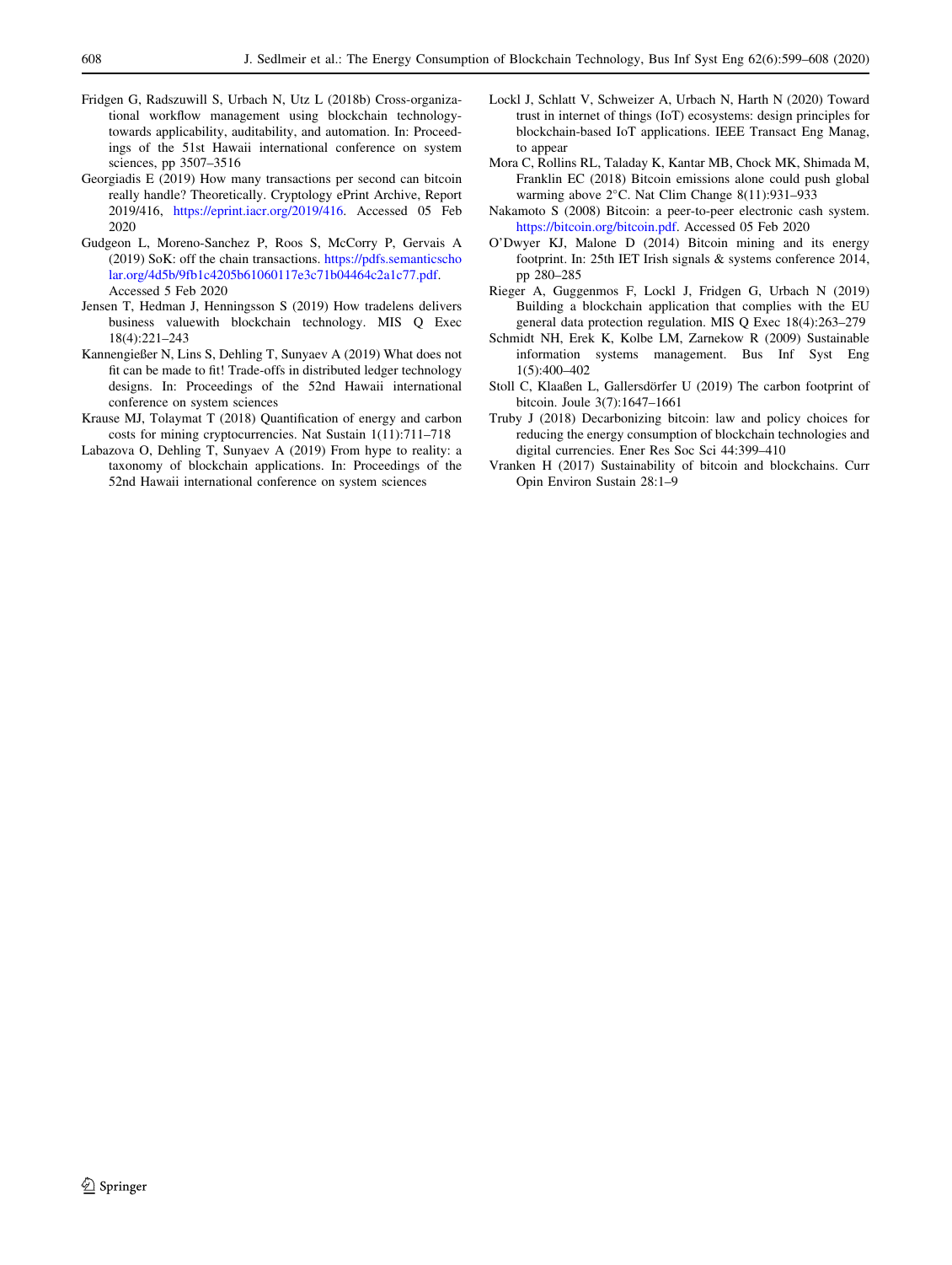Fridgen G, Radszuwill S, Urbach N, Utz L (2018b) Cross-organizational workflow management using blockchain technology-towards applicability, auditability, and automation. In: Proceedings of the 51st Hawaii international conference on system sciences, pp 3507–3516

Georgiadis E (2019) How many transactions per second can bitcoin really handle? Theoretically. Cryptology ePrint Archive, Report 2019/416, https://eprint.iacr.org/2019/416. Accessed 05 Feb 2020

Gudgeon L, Moreno-Sanchez P, Roos S, McCorry P, Gervais A (2019) SoK: off the chain transactions. https://pdfs.semanticscholar.org/4d5b/9fb1c4205b61060117e3c71b04464c2a1c77.pdf. Accessed 5 Feb 2020

Jensen T, Hedman J, Henningsson S (2019) How tradelens delivers business valuewith blockchain technology. MIS Q Exec 18(4):221–243

Kannengießer N, Lins S, Dehling T, Sunyaev A (2019) What does not fit can be made to fit! Trade-offs in distributed ledger technology designs. In: Proceedings of the 52nd Hawaii international conference on system sciences

Krause MJ, Tolaymat T (2018) Quantification of energy and carbon costs for mining cryptocurrencies. Nat Sustain 1(11):711–718

Labazova O, Dehling T, Sunyaev A (2019) From hype to reality: a taxonomy of blockchain applications. In: Proceedings of the 52nd Hawaii international conference on system sciences

Lockl J, Schlatt V, Schweizer A, Urbach N, Harth N (2020) Toward trust in internet of things (IoT) ecosystems: design principles for blockchain-based IoT applications. IEEE Transact Eng Manag, to appear

Mora C, Rollins RL, Taladay K, Kantar MB, Chock MK, Shimada M, Franklin EC (2018) Bitcoin emissions alone could push global warming above 2°C. Nat Clim Change 8(11):931–933

Nakamoto S (2008) Bitcoin: a peer-to-peer electronic cash system. https://bitcoin.org/bitcoin.pdf. Accessed 05 Feb 2020

O'Dwyer KJ, Malone D (2014) Bitcoin mining and its energy footprint. In: 25th IET Irish signals & systems conference 2014, pp 280–285

Rieger A, Guggenmos F, Lockl J, Fridgen G, Urbach N (2019) Building a blockchain application that complies with the EU general data protection regulation. MIS Q Exec 18(4):263–279

Schmidt NH, Erek K, Kolbe LM, Zarnekow R (2009) Sustainable information systems management. Bus Inf Syst Eng 1(5):400–402

Stoll C, Klaaßen L, Gallersdörfer U (2019) The carbon footprint of bitcoin. Joule 3(7):1647–1661

Truby J (2018) Decarbonizing bitcoin: law and policy choices for reducing the energy consumption of blockchain technologies and digital currencies. Ener Res Soc Sci 44:399–410

Vranken H (2017) Sustainability of bitcoin and blockchains. Curr Opin Environ Sustain 28:1–9